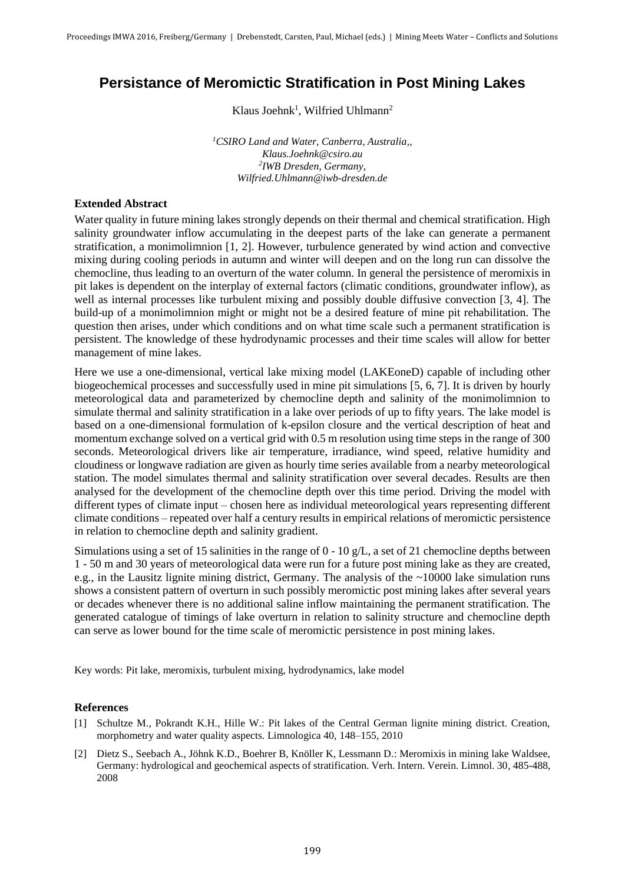# Persistance of Meromictic Stratification in Post Mining Lakes

Klaus Joehnk[1], Wilfried Uhlmann[2]

[1]*CSIRO Land and Water, Canberra, Australia,, Klaus.Joehnk@csiro.au*
[2]*IWB Dresden, Germany, Wilfried.Uhlmann@iwb-dresden.de*

### Extended Abstract

Water quality in future mining lakes strongly depends on their thermal and chemical stratification. High salinity groundwater inflow accumulating in the deepest parts of the lake can generate a permanent stratification, a monimolimnion [1, 2]. However, turbulence generated by wind action and convective mixing during cooling periods in autumn and winter will deepen and on the long run can dissolve the chemocline, thus leading to an overturn of the water column. In general the persistence of meromixis in pit lakes is dependent on the interplay of external factors (climatic conditions, groundwater inflow), as well as internal processes like turbulent mixing and possibly double diffusive convection [3, 4]. The build-up of a monimolimnion might or might not be a desired feature of mine pit rehabilitation. The question then arises, under which conditions and on what time scale such a permanent stratification is persistent. The knowledge of these hydrodynamic processes and their time scales will allow for better management of mine lakes.

Here we use a one-dimensional, vertical lake mixing model (LAKEoneD) capable of including other biogeochemical processes and successfully used in mine pit simulations [5, 6, 7]. It is driven by hourly meteorological data and parameterized by chemocline depth and salinity of the monimolimnion to simulate thermal and salinity stratification in a lake over periods of up to fifty years. The lake model is based on a one-dimensional formulation of k-epsilon closure and the vertical description of heat and momentum exchange solved on a vertical grid with 0.5 m resolution using time steps in the range of 300 seconds. Meteorological drivers like air temperature, irradiance, wind speed, relative humidity and cloudiness or longwave radiation are given as hourly time series available from a nearby meteorological station. The model simulates thermal and salinity stratification over several decades. Results are then analysed for the development of the chemocline depth over this time period. Driving the model with different types of climate input – chosen here as individual meteorological years representing different climate conditions – repeated over half a century results in empirical relations of meromictic persistence in relation to chemocline depth and salinity gradient.

Simulations using a set of 15 salinities in the range of 0 - 10 g/L, a set of 21 chemocline depths between 1 - 50 m and 30 years of meteorological data were run for a future post mining lake as they are created, e.g., in the Lausitz lignite mining district, Germany. The analysis of the ~10000 lake simulation runs shows a consistent pattern of overturn in such possibly meromictic post mining lakes after several years or decades whenever there is no additional saline inflow maintaining the permanent stratification. The generated catalogue of timings of lake overturn in relation to salinity structure and chemocline depth can serve as lower bound for the time scale of meromictic persistence in post mining lakes.

Key words: Pit lake, meromixis, turbulent mixing, hydrodynamics, lake model

### References

[1] Schultze M., Pokrandt K.H., Hille W.: Pit lakes of the Central German lignite mining district. Creation, morphometry and water quality aspects. Limnologica 40, 148–155, 2010

[2] Dietz S., Seebach A., Jöhnk K.D., Boehrer B, Knöller K, Lessmann D.: Meromixis in mining lake Waldsee, Germany: hydrological and geochemical aspects of stratification. Verh. Intern. Verein. Limnol. 30, 485-488, 2008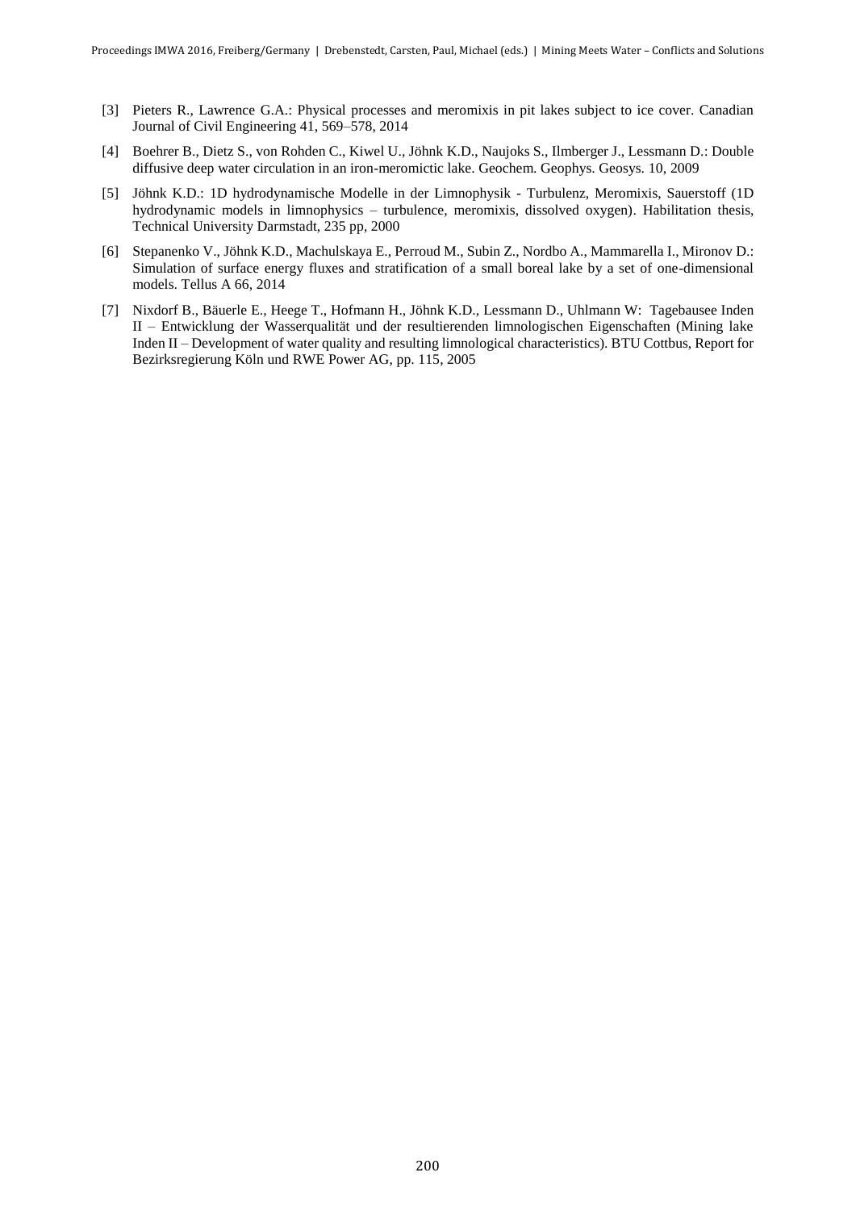[3] Pieters R., Lawrence G.A.: Physical processes and meromixis in pit lakes subject to ice cover. Canadian Journal of Civil Engineering 41, 569–578, 2014

[4] Boehrer B., Dietz S., von Rohden C., Kiwel U., Jöhnk K.D., Naujoks S., Ilmberger J., Lessmann D.: Double diffusive deep water circulation in an iron-meromictic lake. Geochem. Geophys. Geosys. 10, 2009

[5] Jöhnk K.D.: 1D hydrodynamische Modelle in der Limnophysik - Turbulenz, Meromixis, Sauerstoff (1D hydrodynamic models in limnophysics – turbulence, meromixis, dissolved oxygen). Habilitation thesis, Technical University Darmstadt, 235 pp, 2000

[6] Stepanenko V., Jöhnk K.D., Machulskaya E., Perroud M., Subin Z., Nordbo A., Mammarella I., Mironov D.: Simulation of surface energy fluxes and stratification of a small boreal lake by a set of one-dimensional models. Tellus A 66, 2014

[7] Nixdorf B., Bäuerle E., Heege T., Hofmann H., Jöhnk K.D., Lessmann D., Uhlmann W: Tagebausee Inden II – Entwicklung der Wasserqualität und der resultierenden limnologischen Eigenschaften (Mining lake Inden II – Development of water quality and resulting limnological characteristics). BTU Cottbus, Report for Bezirksregierung Köln und RWE Power AG, pp. 115, 2005